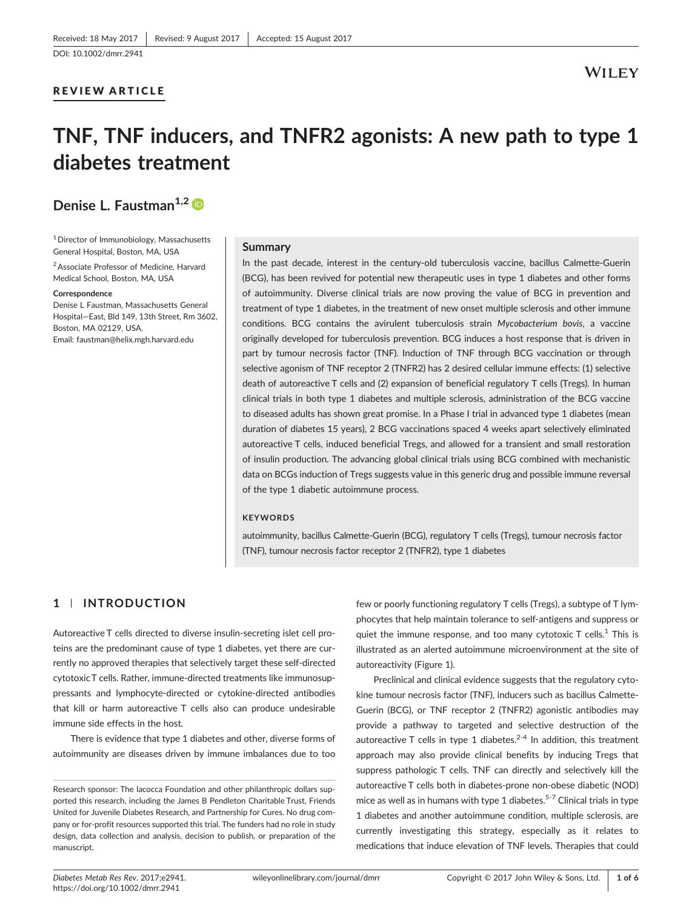Received: 18 May 2017 | Revised: 9 August 2017 | Accepted: 15 August 2017

DOI: 10.1002/dmrr.2941

REVIEW ARTICLE

# TNF, TNF inducers, and TNFR2 agonists: A new path to type 1 diabetes treatment

**Denise L. Faustman**[1,2]

[1] Director of Immunobiology, Massachusetts General Hospital, Boston, MA, USA

[2] Associate Professor of Medicine, Harvard Medical School, Boston, MA, USA

**Correspondence**
Denise L Faustman, Massachusetts General Hospital—East, Bld 149, 13th Street, Rm 3602, Boston, MA 02129, USA.
Email: faustman@helix.mgh.harvard.edu

## Summary

In the past decade, interest in the century-old tuberculosis vaccine, bacillus Calmette-Guerin (BCG), has been revived for potential new therapeutic uses in type 1 diabetes and other forms of autoimmunity. Diverse clinical trials are now proving the value of BCG in prevention and treatment of type 1 diabetes, in the treatment of new onset multiple sclerosis and other immune conditions. BCG contains the avirulent tuberculosis strain *Mycobacterium bovis*, a vaccine originally developed for tuberculosis prevention. BCG induces a host response that is driven in part by tumour necrosis factor (TNF). Induction of TNF through BCG vaccination or through selective agonism of TNF receptor 2 (TNFR2) has 2 desired cellular immune effects: (1) selective death of autoreactive T cells and (2) expansion of beneficial regulatory T cells (Tregs). In human clinical trials in both type 1 diabetes and multiple sclerosis, administration of the BCG vaccine to diseased adults has shown great promise. In a Phase I trial in advanced type 1 diabetes (mean duration of diabetes 15 years), 2 BCG vaccinations spaced 4 weeks apart selectively eliminated autoreactive T cells, induced beneficial Tregs, and allowed for a transient and small restoration of insulin production. The advancing global clinical trials using BCG combined with mechanistic data on BCGs induction of Tregs suggests value in this generic drug and possible immune reversal of the type 1 diabetic autoimmune process.

**KEYWORDS**

autoimmunity, bacillus Calmette-Guerin (BCG), regulatory T cells (Tregs), tumour necrosis factor (TNF), tumour necrosis factor receptor 2 (TNFR2), type 1 diabetes

## 1 | INTRODUCTION

Autoreactive T cells directed to diverse insulin-secreting islet cell proteins are the predominant cause of type 1 diabetes, yet there are currently no approved therapies that selectively target these self-directed cytotoxic T cells. Rather, immune-directed treatments like immunosuppressants and lymphocyte-directed or cytokine-directed antibodies that kill or harm autoreactive T cells also can produce undesirable immune side effects in the host.

There is evidence that type 1 diabetes and other, diverse forms of autoimmunity are diseases driven by immune imbalances due to too few or poorly functioning regulatory T cells (Tregs), a subtype of T lymphocytes that help maintain tolerance to self-antigens and suppress or quiet the immune response, and too many cytotoxic T cells.[1] This is illustrated as an alerted autoimmune microenvironment at the site of autoreactivity (Figure 1).

Preclinical and clinical evidence suggests that the regulatory cytokine tumour necrosis factor (TNF), inducers such as bacillus Calmette-Guerin (BCG), or TNF receptor 2 (TNFR2) agonistic antibodies may provide a pathway to targeted and selective destruction of the autoreactive T cells in type 1 diabetes.[2-4] In addition, this treatment approach may also provide clinical benefits by inducing Tregs that suppress pathologic T cells. TNF can directly and selectively kill the autoreactive T cells both in diabetes-prone non-obese diabetic (NOD) mice as well as in humans with type 1 diabetes.[5-7] Clinical trials in type 1 diabetes and another autoimmune condition, multiple sclerosis, are currently investigating this strategy, especially as it relates to medications that induce elevation of TNF levels. Therapies that could

Research sponsor: The Iacocca Foundation and other philanthropic dollars supported this research, including the James B Pendleton Charitable Trust, Friends United for Juvenile Diabetes Research, and Partnership for Cures. No drug company or for-profit resources supported this trial. The funders had no role in study design, data collection and analysis, decision to publish, or preparation of the manuscript.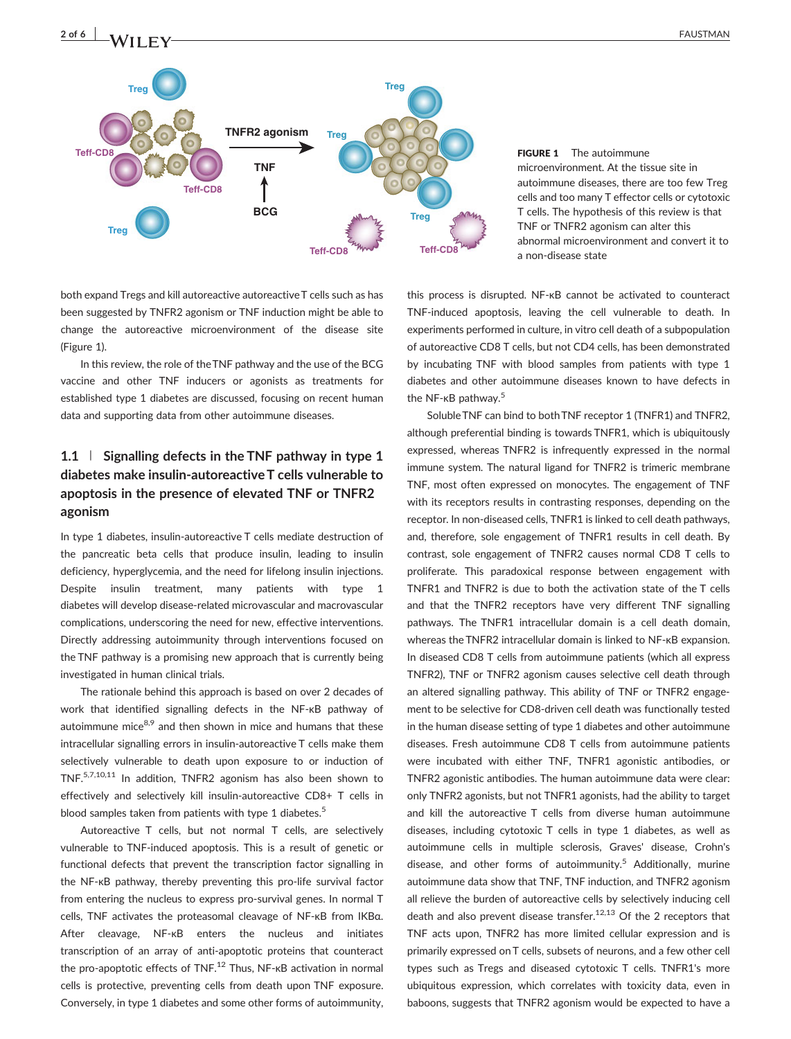FIGURE 1 The autoimmune microenvironment. At the tissue site in autoimmune diseases, there are too few Treg cells and too many T effector cells or cytotoxic T cells. The hypothesis of this review is that TNF or TNFR2 agonism can alter this abnormal microenvironment and convert it to a non-disease state

both expand Tregs and kill autoreactive autoreactive T cells such as has been suggested by TNFR2 agonism or TNF induction might be able to change the autoreactive microenvironment of the disease site (Figure 1).

In this review, the role of the TNF pathway and the use of the BCG vaccine and other TNF inducers or agonists as treatments for established type 1 diabetes are discussed, focusing on recent human data and supporting data from other autoimmune diseases.

## 1.1 | Signalling defects in the TNF pathway in type 1 diabetes make insulin-autoreactive T cells vulnerable to apoptosis in the presence of elevated TNF or TNFR2 agonism

In type 1 diabetes, insulin-autoreactive T cells mediate destruction of the pancreatic beta cells that produce insulin, leading to insulin deficiency, hyperglycemia, and the need for lifelong insulin injections. Despite insulin treatment, many patients with type 1 diabetes will develop disease-related microvascular and macrovascular complications, underscoring the need for new, effective interventions. Directly addressing autoimmunity through interventions focused on the TNF pathway is a promising new approach that is currently being investigated in human clinical trials.

The rationale behind this approach is based on over 2 decades of work that identified signalling defects in the NF-κB pathway of autoimmune mice[8,9] and then shown in mice and humans that these intracellular signalling errors in insulin-autoreactive T cells make them selectively vulnerable to death upon exposure to or induction of TNF.[5,7,10,11] In addition, TNFR2 agonism has also been shown to effectively and selectively kill insulin-autoreactive CD8+ T cells in blood samples taken from patients with type 1 diabetes.[5]

Autoreactive T cells, but not normal T cells, are selectively vulnerable to TNF-induced apoptosis. This is a result of genetic or functional defects that prevent the transcription factor signalling in the NF-κB pathway, thereby preventing this pro-life survival factor from entering the nucleus to express pro-survival genes. In normal T cells, TNF activates the proteasomal cleavage of NF-κB from IKBα. After cleavage, NF-κB enters the nucleus and initiates transcription of an array of anti-apoptotic proteins that counteract the pro-apoptotic effects of TNF.[12] Thus, NF-κB activation in normal cells is protective, preventing cells from death upon TNF exposure. Conversely, in type 1 diabetes and some other forms of autoimmunity, this process is disrupted. NF-κB cannot be activated to counteract TNF-induced apoptosis, leaving the cell vulnerable to death. In experiments performed in culture, in vitro cell death of a subpopulation of autoreactive CD8 T cells, but not CD4 cells, has been demonstrated by incubating TNF with blood samples from patients with type 1 diabetes and other autoimmune diseases known to have defects in the NF-κB pathway.[5]

Soluble TNF can bind to both TNF receptor 1 (TNFR1) and TNFR2, although preferential binding is towards TNFR1, which is ubiquitously expressed, whereas TNFR2 is infrequently expressed in the normal immune system. The natural ligand for TNFR2 is trimeric membrane TNF, most often expressed on monocytes. The engagement of TNF with its receptors results in contrasting responses, depending on the receptor. In non-diseased cells, TNFR1 is linked to cell death pathways, and, therefore, sole engagement of TNFR1 results in cell death. By contrast, sole engagement of TNFR2 causes normal CD8 T cells to proliferate. This paradoxical response between engagement with TNFR1 and TNFR2 is due to both the activation state of the T cells and that the TNFR2 receptors have very different TNF signalling pathways. The TNFR1 intracellular domain is a cell death domain, whereas the TNFR2 intracellular domain is linked to NF-κB expansion. In diseased CD8 T cells from autoimmune patients (which all express TNFR2), TNF or TNFR2 agonism causes selective cell death through an altered signalling pathway. This ability of TNF or TNFR2 engagement to be selective for CD8-driven cell death was functionally tested in the human disease setting of type 1 diabetes and other autoimmune diseases. Fresh autoimmune CD8 T cells from autoimmune patients were incubated with either TNF, TNFR1 agonistic antibodies, or TNFR2 agonistic antibodies. The human autoimmune data were clear: only TNFR2 agonists, but not TNFR1 agonists, had the ability to target and kill the autoreactive T cells from diverse human autoimmune diseases, including cytotoxic T cells in type 1 diabetes, as well as autoimmune cells in multiple sclerosis, Graves' disease, Crohn's disease, and other forms of autoimmunity.[5] Additionally, murine autoimmune data show that TNF, TNF induction, and TNFR2 agonism all relieve the burden of autoreactive cells by selectively inducing cell death and also prevent disease transfer.[12,13] Of the 2 receptors that TNF acts upon, TNFR2 has more limited cellular expression and is primarily expressed on T cells, subsets of neurons, and a few other cell types such as Tregs and diseased cytotoxic T cells. TNFR1's more ubiquitous expression, which correlates with toxicity data, even in baboons, suggests that TNFR2 agonism would be expected to have a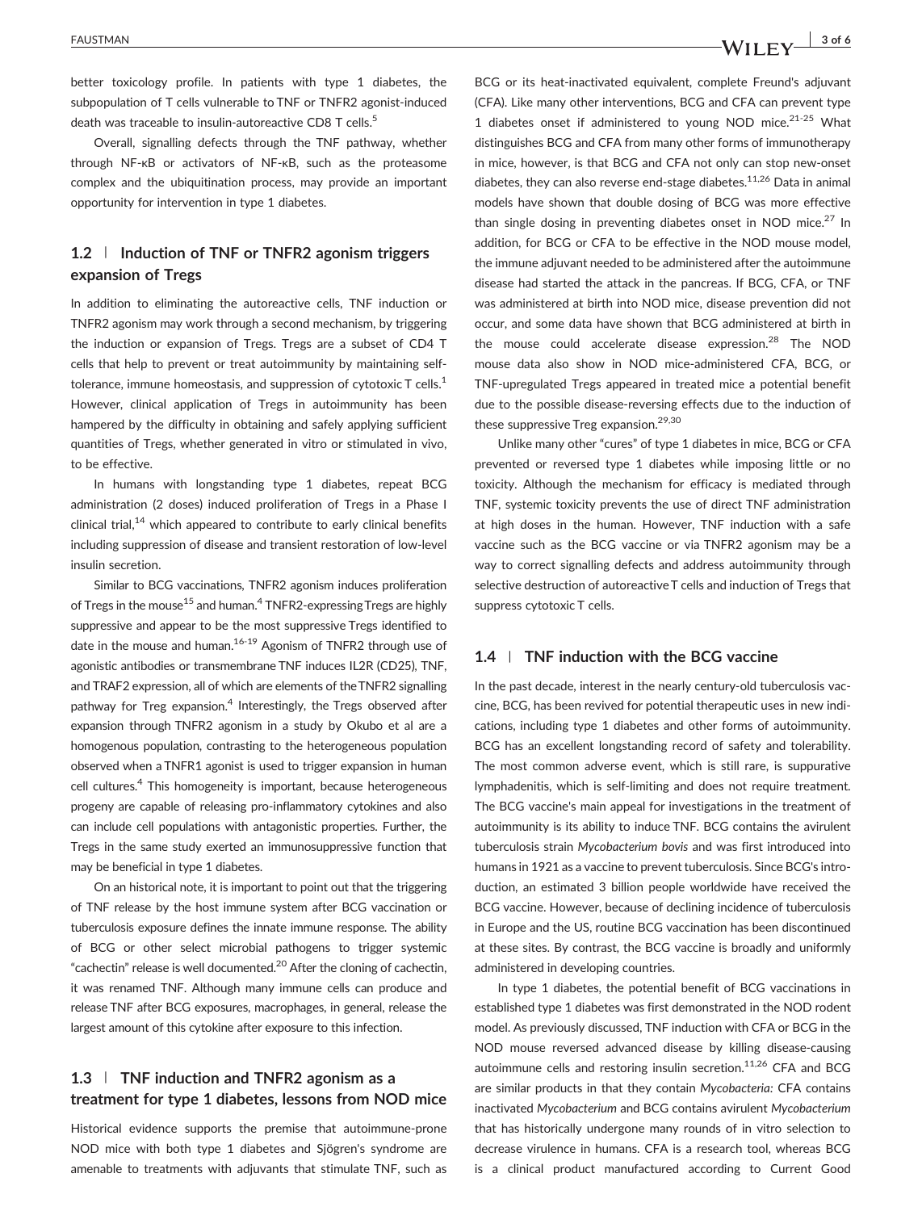better toxicology profile. In patients with type 1 diabetes, the subpopulation of T cells vulnerable to TNF or TNFR2 agonist-induced death was traceable to insulin-autoreactive CD8 T cells.[5]

Overall, signalling defects through the TNF pathway, whether through NF-κB or activators of NF-κB, such as the proteasome complex and the ubiquitination process, may provide an important opportunity for intervention in type 1 diabetes.

### 1.2 | Induction of TNF or TNFR2 agonism triggers expansion of Tregs

In addition to eliminating the autoreactive cells, TNF induction or TNFR2 agonism may work through a second mechanism, by triggering the induction or expansion of Tregs. Tregs are a subset of CD4 T cells that help to prevent or treat autoimmunity by maintaining self-tolerance, immune homeostasis, and suppression of cytotoxic T cells.[1] However, clinical application of Tregs in autoimmunity has been hampered by the difficulty in obtaining and safely applying sufficient quantities of Tregs, whether generated in vitro or stimulated in vivo, to be effective.

In humans with longstanding type 1 diabetes, repeat BCG administration (2 doses) induced proliferation of Tregs in a Phase I clinical trial,[14] which appeared to contribute to early clinical benefits including suppression of disease and transient restoration of low-level insulin secretion.

Similar to BCG vaccinations, TNFR2 agonism induces proliferation of Tregs in the mouse[15] and human.[4] TNFR2-expressing Tregs are highly suppressive and appear to be the most suppressive Tregs identified to date in the mouse and human.[16-19] Agonism of TNFR2 through use of agonistic antibodies or transmembrane TNF induces IL2R (CD25), TNF, and TRAF2 expression, all of which are elements of the TNFR2 signalling pathway for Treg expansion.[4] Interestingly, the Tregs observed after expansion through TNFR2 agonism in a study by Okubo et al are a homogenous population, contrasting to the heterogeneous population observed when a TNFR1 agonist is used to trigger expansion in human cell cultures.[4] This homogeneity is important, because heterogeneous progeny are capable of releasing pro-inflammatory cytokines and also can include cell populations with antagonistic properties. Further, the Tregs in the same study exerted an immunosuppressive function that may be beneficial in type 1 diabetes.

On an historical note, it is important to point out that the triggering of TNF release by the host immune system after BCG vaccination or tuberculosis exposure defines the innate immune response. The ability of BCG or other select microbial pathogens to trigger systemic "cachectin" release is well documented.[20] After the cloning of cachectin, it was renamed TNF. Although many immune cells can produce and release TNF after BCG exposures, macrophages, in general, release the largest amount of this cytokine after exposure to this infection.

### 1.3 | TNF induction and TNFR2 agonism as a treatment for type 1 diabetes, lessons from NOD mice

Historical evidence supports the premise that autoimmune-prone NOD mice with both type 1 diabetes and Sjögren's syndrome are amenable to treatments with adjuvants that stimulate TNF, such as BCG or its heat-inactivated equivalent, complete Freund's adjuvant (CFA). Like many other interventions, BCG and CFA can prevent type 1 diabetes onset if administered to young NOD mice.[21-25] What distinguishes BCG and CFA from many other forms of immunotherapy in mice, however, is that BCG and CFA not only can stop new-onset diabetes, they can also reverse end-stage diabetes.[11,26] Data in animal models have shown that double dosing of BCG was more effective than single dosing in preventing diabetes onset in NOD mice.[27] In addition, for BCG or CFA to be effective in the NOD mouse model, the immune adjuvant needed to be administered after the autoimmune disease had started the attack in the pancreas. If BCG, CFA, or TNF was administered at birth into NOD mice, disease prevention did not occur, and some data have shown that BCG administered at birth in the mouse could accelerate disease expression.[28] The NOD mouse data also show in NOD mice-administered CFA, BCG, or TNF-upregulated Tregs appeared in treated mice a potential benefit due to the possible disease-reversing effects due to the induction of these suppressive Treg expansion.[29,30]

Unlike many other "cures" of type 1 diabetes in mice, BCG or CFA prevented or reversed type 1 diabetes while imposing little or no toxicity. Although the mechanism for efficacy is mediated through TNF, systemic toxicity prevents the use of direct TNF administration at high doses in the human. However, TNF induction with a safe vaccine such as the BCG vaccine or via TNFR2 agonism may be a way to correct signalling defects and address autoimmunity through selective destruction of autoreactive T cells and induction of Tregs that suppress cytotoxic T cells.

### 1.4 | TNF induction with the BCG vaccine

In the past decade, interest in the nearly century-old tuberculosis vaccine, BCG, has been revived for potential therapeutic uses in new indications, including type 1 diabetes and other forms of autoimmunity. BCG has an excellent longstanding record of safety and tolerability. The most common adverse event, which is still rare, is suppurative lymphadenitis, which is self-limiting and does not require treatment. The BCG vaccine's main appeal for investigations in the treatment of autoimmunity is its ability to induce TNF. BCG contains the avirulent tuberculosis strain *Mycobacterium bovis* and was first introduced into humans in 1921 as a vaccine to prevent tuberculosis. Since BCG's introduction, an estimated 3 billion people worldwide have received the BCG vaccine. However, because of declining incidence of tuberculosis in Europe and the US, routine BCG vaccination has been discontinued at these sites. By contrast, the BCG vaccine is broadly and uniformly administered in developing countries.

In type 1 diabetes, the potential benefit of BCG vaccinations in established type 1 diabetes was first demonstrated in the NOD rodent model. As previously discussed, TNF induction with CFA or BCG in the NOD mouse reversed advanced disease by killing disease-causing autoimmune cells and restoring insulin secretion.[11,26] CFA and BCG are similar products in that they contain *Mycobacteria:* CFA contains inactivated *Mycobacterium* and BCG contains avirulent *Mycobacterium* that has historically undergone many rounds of in vitro selection to decrease virulence in humans. CFA is a research tool, whereas BCG is a clinical product manufactured according to Current Good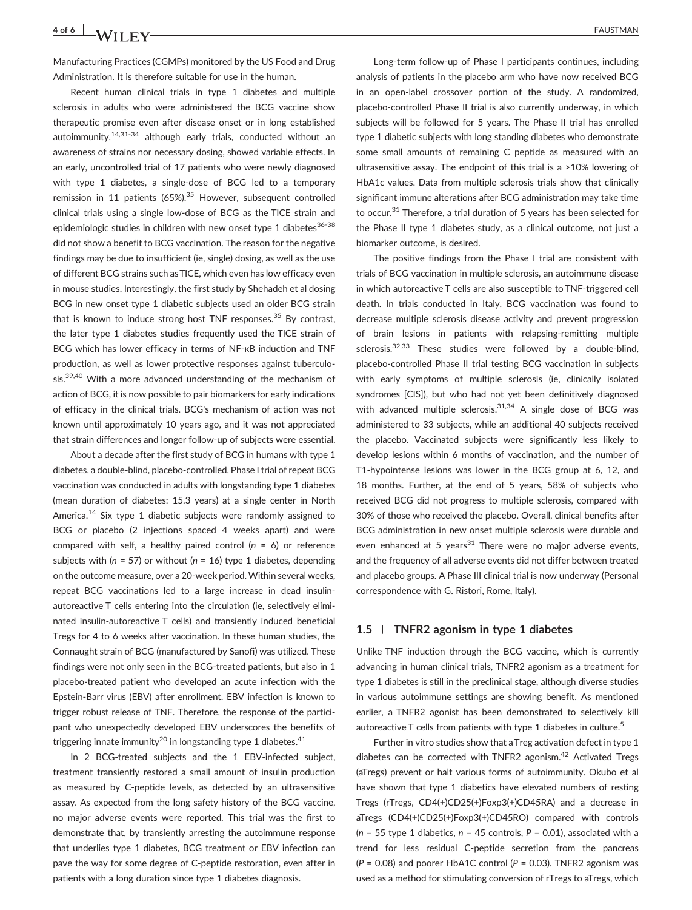Manufacturing Practices (CGMPs) monitored by the US Food and Drug Administration. It is therefore suitable for use in the human.

Recent human clinical trials in type 1 diabetes and multiple sclerosis in adults who were administered the BCG vaccine show therapeutic promise even after disease onset or in long established autoimmunity,[14,31-34] although early trials, conducted without an awareness of strains nor necessary dosing, showed variable effects. In an early, uncontrolled trial of 17 patients who were newly diagnosed with type 1 diabetes, a single-dose of BCG led to a temporary remission in 11 patients (65%).[35] However, subsequent controlled clinical trials using a single low-dose of BCG as the TICE strain and epidemiologic studies in children with new onset type 1 diabetes[36-38] did not show a benefit to BCG vaccination. The reason for the negative findings may be due to insufficient (ie, single) dosing, as well as the use of different BCG strains such as TICE, which even has low efficacy even in mouse studies. Interestingly, the first study by Shehadeh et al dosing BCG in new onset type 1 diabetic subjects used an older BCG strain that is known to induce strong host TNF responses.[35] By contrast, the later type 1 diabetes studies frequently used the TICE strain of BCG which has lower efficacy in terms of NF-κB induction and TNF production, as well as lower protective responses against tuberculosis.[39,40] With a more advanced understanding of the mechanism of action of BCG, it is now possible to pair biomarkers for early indications of efficacy in the clinical trials. BCG's mechanism of action was not known until approximately 10 years ago, and it was not appreciated that strain differences and longer follow-up of subjects were essential.

About a decade after the first study of BCG in humans with type 1 diabetes, a double-blind, placebo-controlled, Phase I trial of repeat BCG vaccination was conducted in adults with longstanding type 1 diabetes (mean duration of diabetes: 15.3 years) at a single center in North America.[14] Six type 1 diabetic subjects were randomly assigned to BCG or placebo (2 injections spaced 4 weeks apart) and were compared with self, a healthy paired control ($n$ = 6) or reference subjects with ($n$ = 57) or without ($n$ = 16) type 1 diabetes, depending on the outcome measure, over a 20-week period. Within several weeks, repeat BCG vaccinations led to a large increase in dead insulin-autoreactive T cells entering into the circulation (ie, selectively eliminated insulin-autoreactive T cells) and transiently induced beneficial Tregs for 4 to 6 weeks after vaccination. In these human studies, the Connaught strain of BCG (manufactured by Sanofi) was utilized. These findings were not only seen in the BCG-treated patients, but also in 1 placebo-treated patient who developed an acute infection with the Epstein-Barr virus (EBV) after enrollment. EBV infection is known to trigger robust release of TNF. Therefore, the response of the participant who unexpectedly developed EBV underscores the benefits of triggering innate immunity[20] in longstanding type 1 diabetes.[41]

In 2 BCG-treated subjects and the 1 EBV-infected subject, treatment transiently restored a small amount of insulin production as measured by C-peptide levels, as detected by an ultrasensitive assay. As expected from the long safety history of the BCG vaccine, no major adverse events were reported. This trial was the first to demonstrate that, by transiently arresting the autoimmune response that underlies type 1 diabetes, BCG treatment or EBV infection can pave the way for some degree of C-peptide restoration, even after in patients with a long duration since type 1 diabetes diagnosis.

Long-term follow-up of Phase I participants continues, including analysis of patients in the placebo arm who have now received BCG in an open-label crossover portion of the study. A randomized, placebo-controlled Phase II trial is also currently underway, in which subjects will be followed for 5 years. The Phase II trial has enrolled type 1 diabetic subjects with long standing diabetes who demonstrate some small amounts of remaining C peptide as measured with an ultrasensitive assay. The endpoint of this trial is a >10% lowering of HbA1c values. Data from multiple sclerosis trials show that clinically significant immune alterations after BCG administration may take time to occur.[31] Therefore, a trial duration of 5 years has been selected for the Phase II type 1 diabetes study, as a clinical outcome, not just a biomarker outcome, is desired.

The positive findings from the Phase I trial are consistent with trials of BCG vaccination in multiple sclerosis, an autoimmune disease in which autoreactive T cells are also susceptible to TNF-triggered cell death. In trials conducted in Italy, BCG vaccination was found to decrease multiple sclerosis disease activity and prevent progression of brain lesions in patients with relapsing-remitting multiple sclerosis.[32,33] These studies were followed by a double-blind, placebo-controlled Phase II trial testing BCG vaccination in subjects with early symptoms of multiple sclerosis (ie, clinically isolated syndromes [CIS]), but who had not yet been definitively diagnosed with advanced multiple sclerosis.[31,34] A single dose of BCG was administered to 33 subjects, while an additional 40 subjects received the placebo. Vaccinated subjects were significantly less likely to develop lesions within 6 months of vaccination, and the number of T1-hypointense lesions was lower in the BCG group at 6, 12, and 18 months. Further, at the end of 5 years, 58% of subjects who received BCG did not progress to multiple sclerosis, compared with 30% of those who received the placebo. Overall, clinical benefits after BCG administration in new onset multiple sclerosis were durable and even enhanced at 5 years[31] There were no major adverse events, and the frequency of all adverse events did not differ between treated and placebo groups. A Phase III clinical trial is now underway (Personal correspondence with G. Ristori, Rome, Italy).

## 1.5 | TNFR2 agonism in type 1 diabetes

Unlike TNF induction through the BCG vaccine, which is currently advancing in human clinical trials, TNFR2 agonism as a treatment for type 1 diabetes is still in the preclinical stage, although diverse studies in various autoimmune settings are showing benefit. As mentioned earlier, a TNFR2 agonist has been demonstrated to selectively kill autoreactive T cells from patients with type 1 diabetes in culture.[5]

Further in vitro studies show that a Treg activation defect in type 1 diabetes can be corrected with TNFR2 agonism.[42] Activated Tregs (aTregs) prevent or halt various forms of autoimmunity. Okubo et al have shown that type 1 diabetics have elevated numbers of resting Tregs (rTregs, CD4(+)CD25(+)Foxp3(+)CD45RA) and a decrease in aTregs (CD4(+)CD25(+)Foxp3(+)CD45RO) compared with controls ($n$ = 55 type 1 diabetics, $n$ = 45 controls, $P$ = 0.01), associated with a trend for less residual C-peptide secretion from the pancreas ($P$ = 0.08) and poorer HbA1C control ($P$ = 0.03). TNFR2 agonism was used as a method for stimulating conversion of rTregs to aTregs, which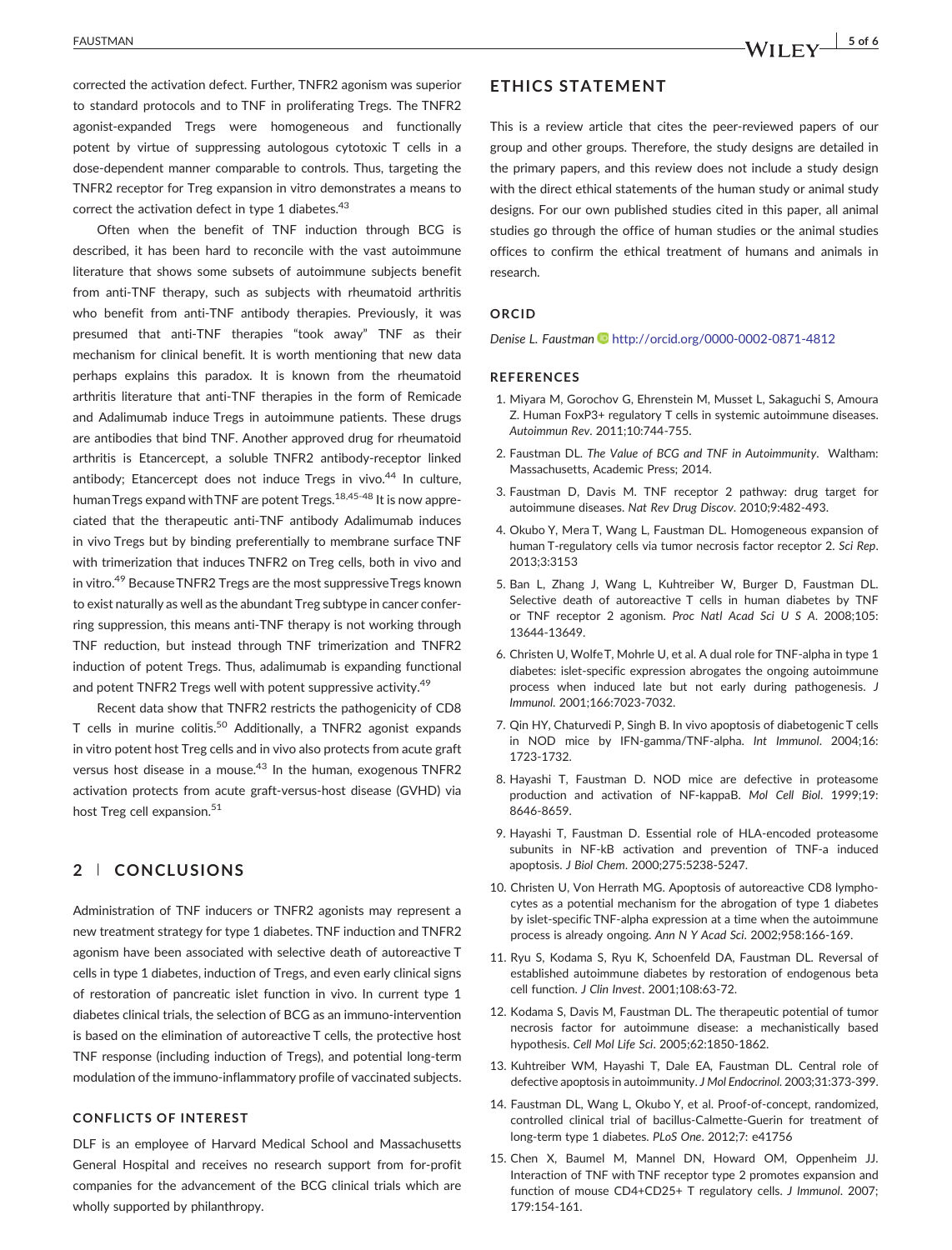corrected the activation defect. Further, TNFR2 agonism was superior to standard protocols and to TNF in proliferating Tregs. The TNFR2 agonist-expanded Tregs were homogeneous and functionally potent by virtue of suppressing autologous cytotoxic T cells in a dose-dependent manner comparable to controls. Thus, targeting the TNFR2 receptor for Treg expansion in vitro demonstrates a means to correct the activation defect in type 1 diabetes.[43]

Often when the benefit of TNF induction through BCG is described, it has been hard to reconcile with the vast autoimmune literature that shows some subsets of autoimmune subjects benefit from anti-TNF therapy, such as subjects with rheumatoid arthritis who benefit from anti-TNF antibody therapies. Previously, it was presumed that anti-TNF therapies "took away" TNF as their mechanism for clinical benefit. It is worth mentioning that new data perhaps explains this paradox. It is known from the rheumatoid arthritis literature that anti-TNF therapies in the form of Remicade and Adalimumab induce Tregs in autoimmune patients. These drugs are antibodies that bind TNF. Another approved drug for rheumatoid arthritis is Etancercept, a soluble TNFR2 antibody-receptor linked antibody; Etancercept does not induce Tregs in vivo.[44] In culture, human Tregs expand with TNF are potent Tregs.[18,45-48] It is now appreciated that the therapeutic anti-TNF antibody Adalimumab induces in vivo Tregs but by binding preferentially to membrane surface TNF with trimerization that induces TNFR2 on Treg cells, both in vivo and in vitro.[49] Because TNFR2 Tregs are the most suppressive Tregs known to exist naturally as well as the abundant Treg subtype in cancer conferring suppression, this means anti-TNF therapy is not working through TNF reduction, but instead through TNF trimerization and TNFR2 induction of potent Tregs. Thus, adalimumab is expanding functional and potent TNFR2 Tregs well with potent suppressive activity.[49]

Recent data show that TNFR2 restricts the pathogenicity of CD8 T cells in murine colitis.[50] Additionally, a TNFR2 agonist expands in vitro potent host Treg cells and in vivo also protects from acute graft versus host disease in a mouse.[43] In the human, exogenous TNFR2 activation protects from acute graft-versus-host disease (GVHD) via host Treg cell expansion.[51]

## 2 | CONCLUSIONS

Administration of TNF inducers or TNFR2 agonists may represent a new treatment strategy for type 1 diabetes. TNF induction and TNFR2 agonism have been associated with selective death of autoreactive T cells in type 1 diabetes, induction of Tregs, and even early clinical signs of restoration of pancreatic islet function in vivo. In current type 1 diabetes clinical trials, the selection of BCG as an immuno-intervention is based on the elimination of autoreactive T cells, the protective host TNF response (including induction of Tregs), and potential long-term modulation of the immuno-inflammatory profile of vaccinated subjects.

### CONFLICTS OF INTEREST

DLF is an employee of Harvard Medical School and Massachusetts General Hospital and receives no research support from for-profit companies for the advancement of the BCG clinical trials which are wholly supported by philanthropy.

## ETHICS STATEMENT

This is a review article that cites the peer-reviewed papers of our group and other groups. Therefore, the study designs are detailed in the primary papers, and this review does not include a study design with the direct ethical statements of the human study or animal study designs. For our own published studies cited in this paper, all animal studies go through the office of human studies or the animal studies offices to confirm the ethical treatment of humans and animals in research.

### ORCID

*Denise L. Faustman* http://orcid.org/0000-0002-0871-4812

### REFERENCES

1. Miyara M, Gorochov G, Ehrenstein M, Musset L, Sakaguchi S, Amoura Z. Human FoxP3+ regulatory T cells in systemic autoimmune diseases. *Autoimmun Rev*. 2011;10:744-755.
2. Faustman DL. *The Value of BCG and TNF in Autoimmunity*. Waltham: Massachusetts, Academic Press; 2014.
3. Faustman D, Davis M. TNF receptor 2 pathway: drug target for autoimmune diseases. *Nat Rev Drug Discov*. 2010;9:482-493.
4. Okubo Y, Mera T, Wang L, Faustman DL. Homogeneous expansion of human T-regulatory cells via tumor necrosis factor receptor 2. *Sci Rep*. 2013;3:3153
5. Ban L, Zhang J, Wang L, Kuhtreiber W, Burger D, Faustman DL. Selective death of autoreactive T cells in human diabetes by TNF or TNF receptor 2 agonism. *Proc Natl Acad Sci U S A*. 2008;105: 13644-13649.
6. Christen U, Wolfe T, Mohrle U, et al. A dual role for TNF-alpha in type 1 diabetes: islet-specific expression abrogates the ongoing autoimmune process when induced late but not early during pathogenesis. *J Immunol*. 2001;166:7023-7032.
7. Qin HY, Chaturvedi P, Singh B. In vivo apoptosis of diabetogenic T cells in NOD mice by IFN-gamma/TNF-alpha. *Int Immunol*. 2004;16: 1723-1732.
8. Hayashi T, Faustman D. NOD mice are defective in proteasome production and activation of NF-kappaB. *Mol Cell Biol*. 1999;19: 8646-8659.
9. Hayashi T, Faustman D. Essential role of HLA-encoded proteasome subunits in NF-kB activation and prevention of TNF-a induced apoptosis. *J Biol Chem*. 2000;275:5238-5247.
10. Christen U, Von Herrath MG. Apoptosis of autoreactive CD8 lymphocytes as a potential mechanism for the abrogation of type 1 diabetes by islet-specific TNF-alpha expression at a time when the autoimmune process is already ongoing. *Ann N Y Acad Sci*. 2002;958:166-169.
11. Ryu S, Kodama S, Ryu K, Schoenfeld DA, Faustman DL. Reversal of established autoimmune diabetes by restoration of endogenous beta cell function. *J Clin Invest*. 2001;108:63-72.
12. Kodama S, Davis M, Faustman DL. The therapeutic potential of tumor necrosis factor for autoimmune disease: a mechanistically based hypothesis. *Cell Mol Life Sci*. 2005;62:1850-1862.
13. Kuhtreiber WM, Hayashi T, Dale EA, Faustman DL. Central role of defective apoptosis in autoimmunity. *J Mol Endocrinol*. 2003;31:373-399.
14. Faustman DL, Wang L, Okubo Y, et al. Proof-of-concept, randomized, controlled clinical trial of bacillus-Calmette-Guerin for treatment of long-term type 1 diabetes. *PLoS One*. 2012;7: e41756
15. Chen X, Baumel M, Mannel DN, Howard OM, Oppenheim JJ. Interaction of TNF with TNF receptor type 2 promotes expansion and function of mouse CD4+CD25+ T regulatory cells. *J Immunol*. 2007; 179:154-161.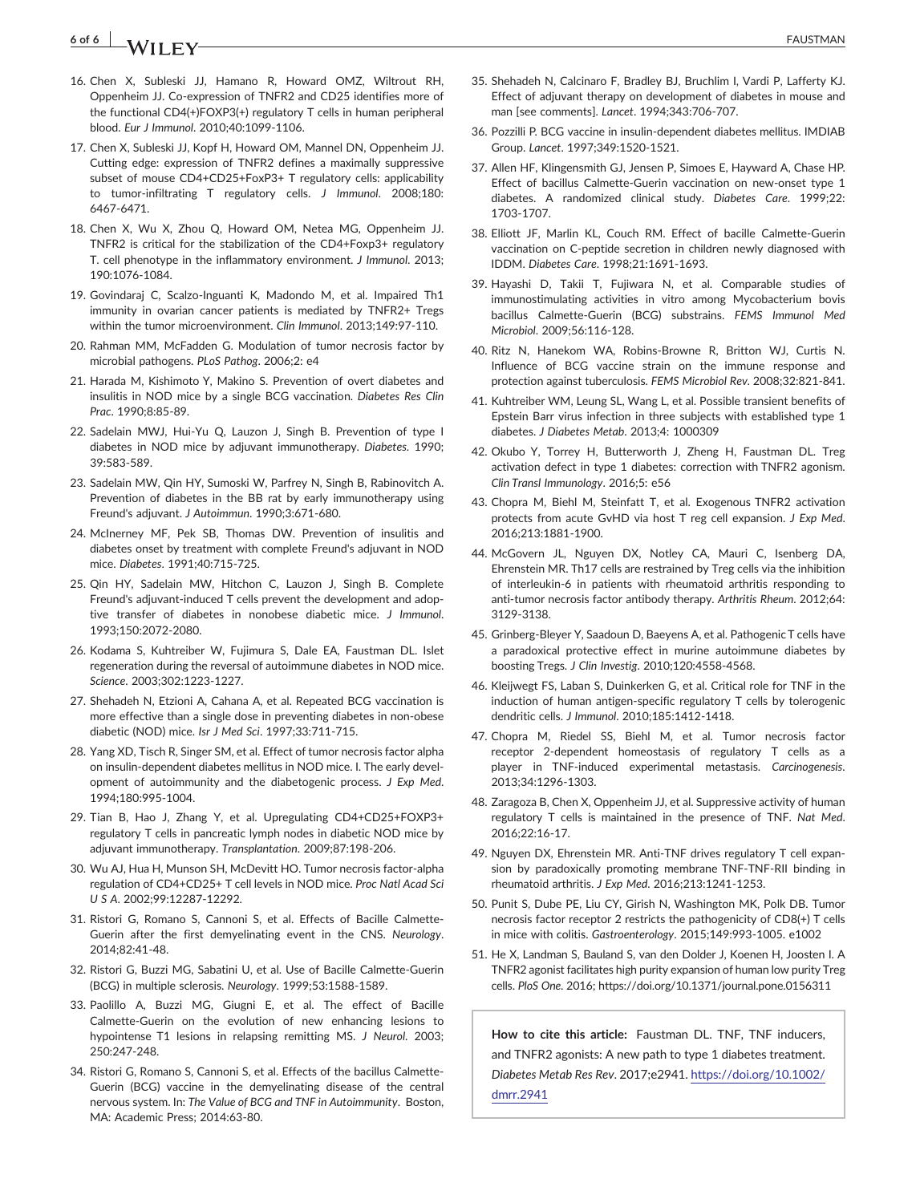16. Chen X, Subleski JJ, Hamano R, Howard OMZ, Wiltrout RH, Oppenheim JJ. Co-expression of TNFR2 and CD25 identifies more of the functional CD4(+)FOXP3(+) regulatory T cells in human peripheral blood. *Eur J Immunol*. 2010;40:1099-1106.
17. Chen X, Subleski JJ, Kopf H, Howard OM, Mannel DN, Oppenheim JJ. Cutting edge: expression of TNFR2 defines a maximally suppressive subset of mouse CD4+CD25+FoxP3+ T regulatory cells: applicability to tumor-infiltrating T regulatory cells. *J Immunol*. 2008;180: 6467-6471.
18. Chen X, Wu X, Zhou Q, Howard OM, Netea MG, Oppenheim JJ. TNFR2 is critical for the stabilization of the CD4+Foxp3+ regulatory T. cell phenotype in the inflammatory environment. *J Immunol*. 2013; 190:1076-1084.
19. Govindaraj C, Scalzo-Inguanti K, Madondo M, et al. Impaired Th1 immunity in ovarian cancer patients is mediated by TNFR2+ Tregs within the tumor microenvironment. *Clin Immunol*. 2013;149:97-110.
20. Rahman MM, McFadden G. Modulation of tumor necrosis factor by microbial pathogens. *PLoS Pathog*. 2006;2: e4
21. Harada M, Kishimoto Y, Makino S. Prevention of overt diabetes and insulitis in NOD mice by a single BCG vaccination. *Diabetes Res Clin Prac*. 1990;8:85-89.
22. Sadelain MWJ, Hui-Yu Q, Lauzon J, Singh B. Prevention of type I diabetes in NOD mice by adjuvant immunotherapy. *Diabetes*. 1990; 39:583-589.
23. Sadelain MW, Qin HY, Sumoski W, Parfrey N, Singh B, Rabinovitch A. Prevention of diabetes in the BB rat by early immunotherapy using Freund's adjuvant. *J Autoimmun*. 1990;3:671-680.
24. McInerney MF, Pek SB, Thomas DW. Prevention of insulitis and diabetes onset by treatment with complete Freund's adjuvant in NOD mice. *Diabetes*. 1991;40:715-725.
25. Qin HY, Sadelain MW, Hitchon C, Lauzon J, Singh B. Complete Freund's adjuvant-induced T cells prevent the development and adoptive transfer of diabetes in nonobese diabetic mice. *J Immunol*. 1993;150:2072-2080.
26. Kodama S, Kuhtreiber W, Fujimura S, Dale EA, Faustman DL. Islet regeneration during the reversal of autoimmune diabetes in NOD mice. *Science*. 2003;302:1223-1227.
27. Shehadeh N, Etzioni A, Cahana A, et al. Repeated BCG vaccination is more effective than a single dose in preventing diabetes in non-obese diabetic (NOD) mice. *Isr J Med Sci*. 1997;33:711-715.
28. Yang XD, Tisch R, Singer SM, et al. Effect of tumor necrosis factor alpha on insulin-dependent diabetes mellitus in NOD mice. I. The early development of autoimmunity and the diabetogenic process. *J Exp Med*. 1994;180:995-1004.
29. Tian B, Hao J, Zhang Y, et al. Upregulating CD4+CD25+FOXP3+ regulatory T cells in pancreatic lymph nodes in diabetic NOD mice by adjuvant immunotherapy. *Transplantation*. 2009;87:198-206.
30. Wu AJ, Hua H, Munson SH, McDevitt HO. Tumor necrosis factor-alpha regulation of CD4+CD25+ T cell levels in NOD mice. *Proc Natl Acad Sci U S A*. 2002;99:12287-12292.
31. Ristori G, Romano S, Cannoni S, et al. Effects of Bacille Calmette-Guerin after the first demyelinating event in the CNS. *Neurology*. 2014;82:41-48.
32. Ristori G, Buzzi MG, Sabatini U, et al. Use of Bacille Calmette-Guerin (BCG) in multiple sclerosis. *Neurology*. 1999;53:1588-1589.
33. Paolillo A, Buzzi MG, Giugni E, et al. The effect of Bacille Calmette-Guerin on the evolution of new enhancing lesions to hypointense T1 lesions in relapsing remitting MS. *J Neurol*. 2003; 250:247-248.
34. Ristori G, Romano S, Cannoni S, et al. Effects of the bacillus Calmette-Guerin (BCG) vaccine in the demyelinating disease of the central nervous system. In: *The Value of BCG and TNF in Autoimmunity*. Boston, MA: Academic Press; 2014:63-80.
35. Shehadeh N, Calcinaro F, Bradley BJ, Bruchlim I, Vardi P, Lafferty KJ. Effect of adjuvant therapy on development of diabetes in mouse and man [see comments]. *Lancet*. 1994;343:706-707.
36. Pozzilli P. BCG vaccine in insulin-dependent diabetes mellitus. IMDIAB Group. *Lancet*. 1997;349:1520-1521.
37. Allen HF, Klingensmith GJ, Jensen P, Simoes E, Hayward A, Chase HP. Effect of bacillus Calmette-Guerin vaccination on new-onset type 1 diabetes. A randomized clinical study. *Diabetes Care*. 1999;22: 1703-1707.
38. Elliott JF, Marlin KL, Couch RM. Effect of bacille Calmette-Guerin vaccination on C-peptide secretion in children newly diagnosed with IDDM. *Diabetes Care*. 1998;21:1691-1693.
39. Hayashi D, Takii T, Fujiwara N, et al. Comparable studies of immunostimulating activities in vitro among Mycobacterium bovis bacillus Calmette-Guerin (BCG) substrains. *FEMS Immunol Med Microbiol*. 2009;56:116-128.
40. Ritz N, Hanekom WA, Robins-Browne R, Britton WJ, Curtis N. Influence of BCG vaccine strain on the immune response and protection against tuberculosis. *FEMS Microbiol Rev*. 2008;32:821-841.
41. Kuhtreiber WM, Leung SL, Wang L, et al. Possible transient benefits of Epstein Barr virus infection in three subjects with established type 1 diabetes. *J Diabetes Metab*. 2013;4: 1000309
42. Okubo Y, Torrey H, Butterworth J, Zheng H, Faustman DL. Treg activation defect in type 1 diabetes: correction with TNFR2 agonism. *Clin Transl Immunology*. 2016;5: e56
43. Chopra M, Biehl M, Steinfatt T, et al. Exogenous TNFR2 activation protects from acute GvHD via host T reg cell expansion. *J Exp Med*. 2016;213:1881-1900.
44. McGovern JL, Nguyen DX, Notley CA, Mauri C, Isenberg DA, Ehrenstein MR. Th17 cells are restrained by Treg cells via the inhibition of interleukin-6 in patients with rheumatoid arthritis responding to anti-tumor necrosis factor antibody therapy. *Arthritis Rheum*. 2012;64: 3129-3138.
45. Grinberg-Bleyer Y, Saadoun D, Baeyens A, et al. Pathogenic T cells have a paradoxical protective effect in murine autoimmune diabetes by boosting Tregs. *J Clin Investig*. 2010;120:4558-4568.
46. Kleijwegt FS, Laban S, Duinkerken G, et al. Critical role for TNF in the induction of human antigen-specific regulatory T cells by tolerogenic dendritic cells. *J Immunol*. 2010;185:1412-1418.
47. Chopra M, Riedel SS, Biehl M, et al. Tumor necrosis factor receptor 2-dependent homeostasis of regulatory T cells as a player in TNF-induced experimental metastasis. *Carcinogenesis*. 2013;34:1296-1303.
48. Zaragoza B, Chen X, Oppenheim JJ, et al. Suppressive activity of human regulatory T cells is maintained in the presence of TNF. *Nat Med*. 2016;22:16-17.
49. Nguyen DX, Ehrenstein MR. Anti-TNF drives regulatory T cell expansion by paradoxically promoting membrane TNF-TNF-RII binding in rheumatoid arthritis. *J Exp Med*. 2016;213:1241-1253.
50. Punit S, Dube PE, Liu CY, Girish N, Washington MK, Polk DB. Tumor necrosis factor receptor 2 restricts the pathogenicity of CD8(+) T cells in mice with colitis. *Gastroenterology*. 2015;149:993-1005. e1002
51. He X, Landman S, Bauland S, van den Dolder J, Koenen H, Joosten I. A TNFR2 agonist facilitates high purity expansion of human low purity Treg cells. *PloS One*. 2016; https://doi.org/10.1371/journal.pone.0156311

**How to cite this article:** Faustman DL. TNF, TNF inducers, and TNFR2 agonists: A new path to type 1 diabetes treatment. *Diabetes Metab Res Rev*. 2017;e2941. https://doi.org/10.1002/dmrr.2941